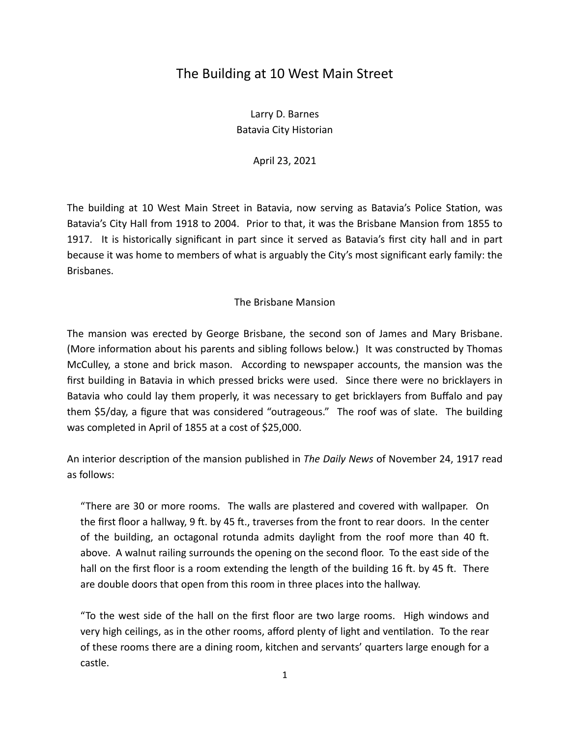# The Building at 10 West Main Street

Larry D. Barnes
Batavia City Historian

April 23, 2021

The building at 10 West Main Street in Batavia, now serving as Batavia's Police Station, was Batavia's City Hall from 1918 to 2004. Prior to that, it was the Brisbane Mansion from 1855 to 1917. It is historically significant in part since it served as Batavia's first city hall and in part because it was home to members of what is arguably the City's most significant early family: the Brisbanes.

## The Brisbane Mansion

The mansion was erected by George Brisbane, the second son of James and Mary Brisbane. (More information about his parents and sibling follows below.) It was constructed by Thomas McCulley, a stone and brick mason. According to newspaper accounts, the mansion was the first building in Batavia in which pressed bricks were used. Since there were no bricklayers in Batavia who could lay them properly, it was necessary to get bricklayers from Buffalo and pay them $5/day, a figure that was considered "outrageous." The roof was of slate. The building was completed in April of 1855 at a cost of $25,000.

An interior description of the mansion published in *The Daily News* of November 24, 1917 read as follows:

> "There are 30 or more rooms. The walls are plastered and covered with wallpaper. On the first floor a hallway, 9 ft. by 45 ft., traverses from the front to rear doors. In the center of the building, an octagonal rotunda admits daylight from the roof more than 40 ft. above. A walnut railing surrounds the opening on the second floor. To the east side of the hall on the first floor is a room extending the length of the building 16 ft. by 45 ft. There are double doors that open from this room in three places into the hallway.
>
> "To the west side of the hall on the first floor are two large rooms. High windows and very high ceilings, as in the other rooms, afford plenty of light and ventilation. To the rear of these rooms there are a dining room, kitchen and servants' quarters large enough for a castle.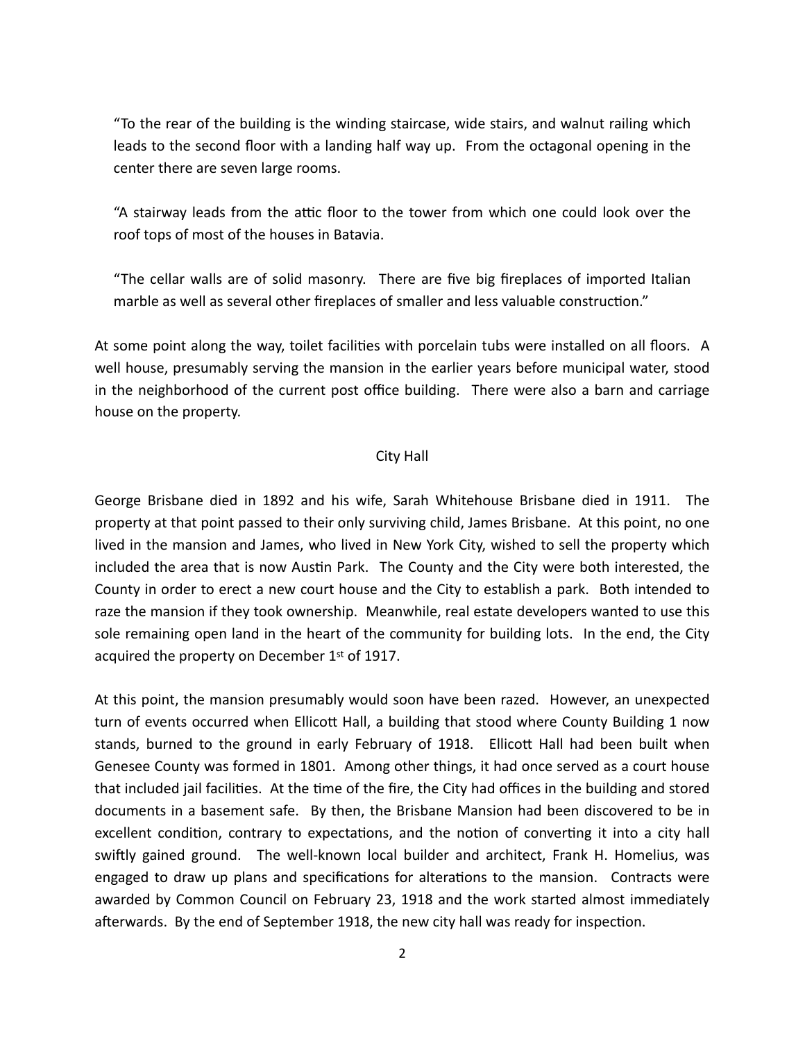> "To the rear of the building is the winding staircase, wide stairs, and walnut railing which leads to the second floor with a landing half way up. From the octagonal opening in the center there are seven large rooms.
>
> "A stairway leads from the attic floor to the tower from which one could look over the roof tops of most of the houses in Batavia.
>
> "The cellar walls are of solid masonry. There are five big fireplaces of imported Italian marble as well as several other fireplaces of smaller and less valuable construction."

At some point along the way, toilet facilities with porcelain tubs were installed on all floors. A well house, presumably serving the mansion in the earlier years before municipal water, stood in the neighborhood of the current post office building. There were also a barn and carriage house on the property.

## City Hall

George Brisbane died in 1892 and his wife, Sarah Whitehouse Brisbane died in 1911. The property at that point passed to their only surviving child, James Brisbane. At this point, no one lived in the mansion and James, who lived in New York City, wished to sell the property which included the area that is now Austin Park. The County and the City were both interested, the County in order to erect a new court house and the City to establish a park. Both intended to raze the mansion if they took ownership. Meanwhile, real estate developers wanted to use this sole remaining open land in the heart of the community for building lots. In the end, the City acquired the property on December 1st of 1917.

At this point, the mansion presumably would soon have been razed. However, an unexpected turn of events occurred when Ellicott Hall, a building that stood where County Building 1 now stands, burned to the ground in early February of 1918. Ellicott Hall had been built when Genesee County was formed in 1801. Among other things, it had once served as a court house that included jail facilities. At the time of the fire, the City had offices in the building and stored documents in a basement safe. By then, the Brisbane Mansion had been discovered to be in excellent condition, contrary to expectations, and the notion of converting it into a city hall swiftly gained ground. The well-known local builder and architect, Frank H. Homelius, was engaged to draw up plans and specifications for alterations to the mansion. Contracts were awarded by Common Council on February 23, 1918 and the work started almost immediately afterwards. By the end of September 1918, the new city hall was ready for inspection.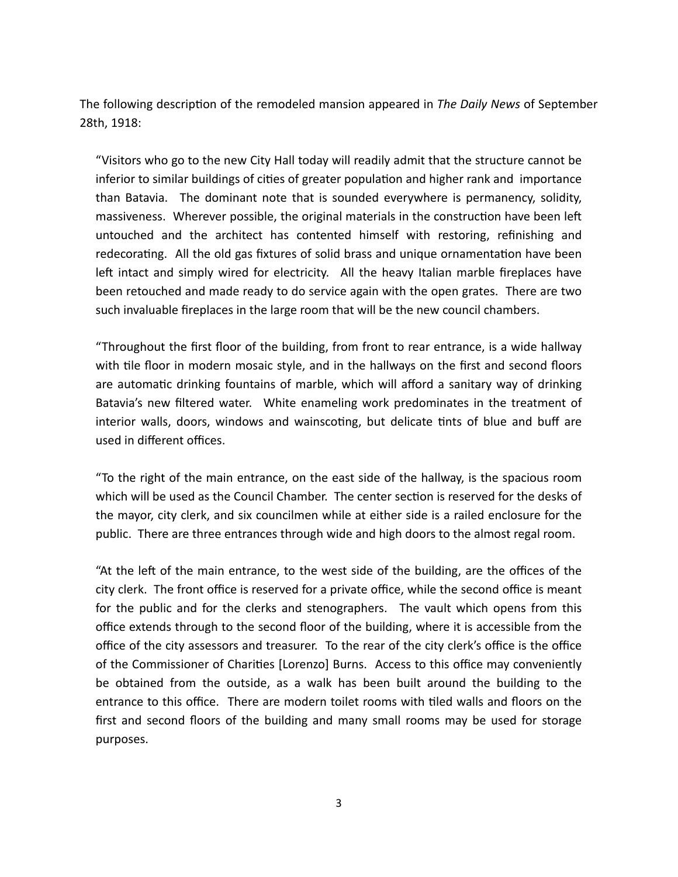The following description of the remodeled mansion appeared in *The Daily News* of September 28th, 1918:

> "Visitors who go to the new City Hall today will readily admit that the structure cannot be inferior to similar buildings of cities of greater population and higher rank and importance than Batavia. The dominant note that is sounded everywhere is permanency, solidity, massiveness. Wherever possible, the original materials in the construction have been left untouched and the architect has contented himself with restoring, refinishing and redecorating. All the old gas fixtures of solid brass and unique ornamentation have been left intact and simply wired for electricity. All the heavy Italian marble fireplaces have been retouched and made ready to do service again with the open grates. There are two such invaluable fireplaces in the large room that will be the new council chambers.
>
> "Throughout the first floor of the building, from front to rear entrance, is a wide hallway with tile floor in modern mosaic style, and in the hallways on the first and second floors are automatic drinking fountains of marble, which will afford a sanitary way of drinking Batavia's new filtered water. White enameling work predominates in the treatment of interior walls, doors, windows and wainscoting, but delicate tints of blue and buff are used in different offices.
>
> "To the right of the main entrance, on the east side of the hallway, is the spacious room which will be used as the Council Chamber. The center section is reserved for the desks of the mayor, city clerk, and six councilmen while at either side is a railed enclosure for the public. There are three entrances through wide and high doors to the almost regal room.
>
> "At the left of the main entrance, to the west side of the building, are the offices of the city clerk. The front office is reserved for a private office, while the second office is meant for the public and for the clerks and stenographers. The vault which opens from this office extends through to the second floor of the building, where it is accessible from the office of the city assessors and treasurer. To the rear of the city clerk's office is the office of the Commissioner of Charities [Lorenzo] Burns. Access to this office may conveniently be obtained from the outside, as a walk has been built around the building to the entrance to this office. There are modern toilet rooms with tiled walls and floors on the first and second floors of the building and many small rooms may be used for storage purposes.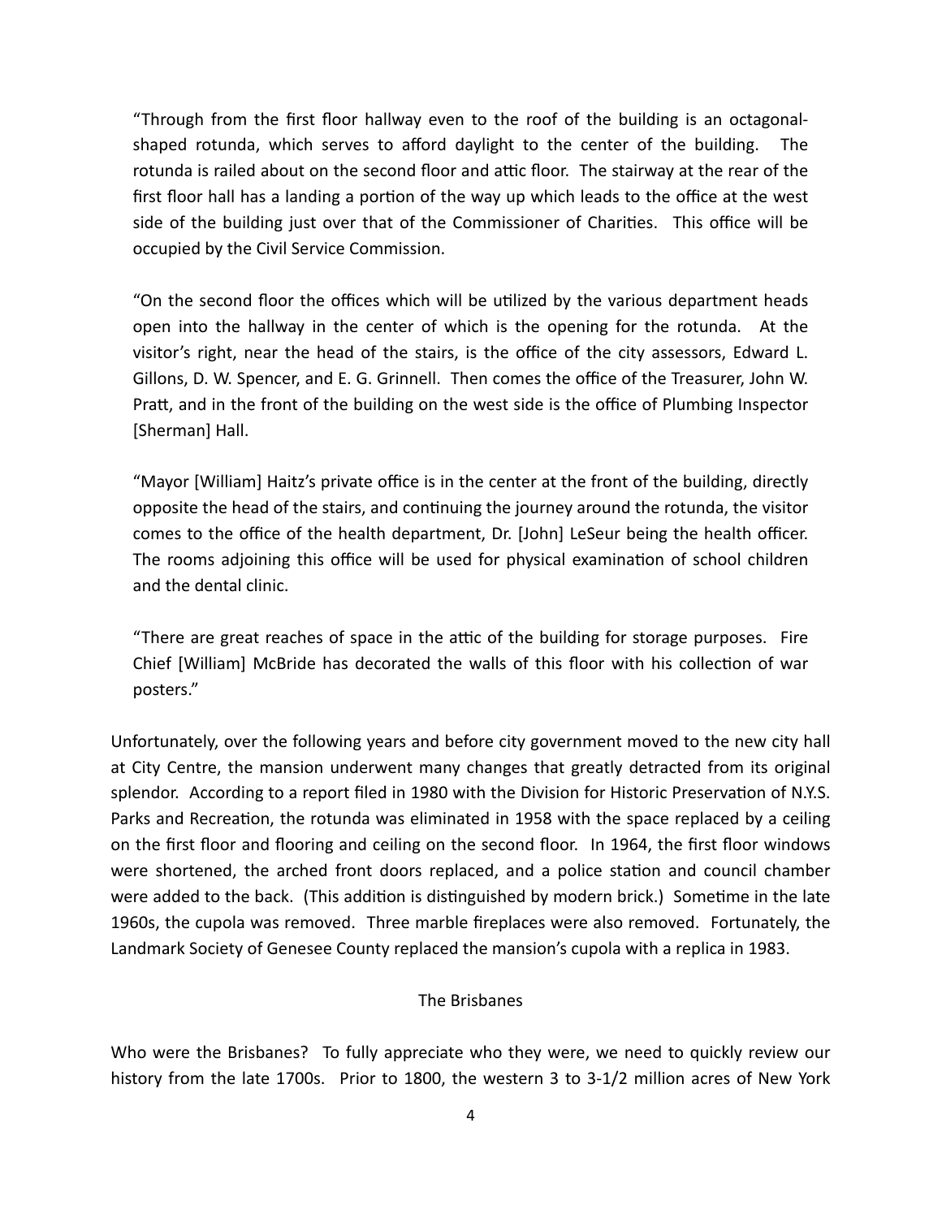> "Through from the first floor hallway even to the roof of the building is an octagonal-shaped rotunda, which serves to afford daylight to the center of the building. The rotunda is railed about on the second floor and attic floor. The stairway at the rear of the first floor hall has a landing a portion of the way up which leads to the office at the west side of the building just over that of the Commissioner of Charities. This office will be occupied by the Civil Service Commission.
>
> "On the second floor the offices which will be utilized by the various department heads open into the hallway in the center of which is the opening for the rotunda. At the visitor's right, near the head of the stairs, is the office of the city assessors, Edward L. Gillons, D. W. Spencer, and E. G. Grinnell. Then comes the office of the Treasurer, John W. Pratt, and in the front of the building on the west side is the office of Plumbing Inspector [Sherman] Hall.
>
> "Mayor [William] Haitz's private office is in the center at the front of the building, directly opposite the head of the stairs, and continuing the journey around the rotunda, the visitor comes to the office of the health department, Dr. [John] LeSeur being the health officer. The rooms adjoining this office will be used for physical examination of school children and the dental clinic.
>
> "There are great reaches of space in the attic of the building for storage purposes. Fire Chief [William] McBride has decorated the walls of this floor with his collection of war posters."

Unfortunately, over the following years and before city government moved to the new city hall at City Centre, the mansion underwent many changes that greatly detracted from its original splendor. According to a report filed in 1980 with the Division for Historic Preservation of N.Y.S. Parks and Recreation, the rotunda was eliminated in 1958 with the space replaced by a ceiling on the first floor and flooring and ceiling on the second floor. In 1964, the first floor windows were shortened, the arched front doors replaced, and a police station and council chamber were added to the back. (This addition is distinguished by modern brick.) Sometime in the late 1960s, the cupola was removed. Three marble fireplaces were also removed. Fortunately, the Landmark Society of Genesee County replaced the mansion's cupola with a replica in 1983.

## The Brisbanes

Who were the Brisbanes? To fully appreciate who they were, we need to quickly review our history from the late 1700s. Prior to 1800, the western 3 to 3-1/2 million acres of New York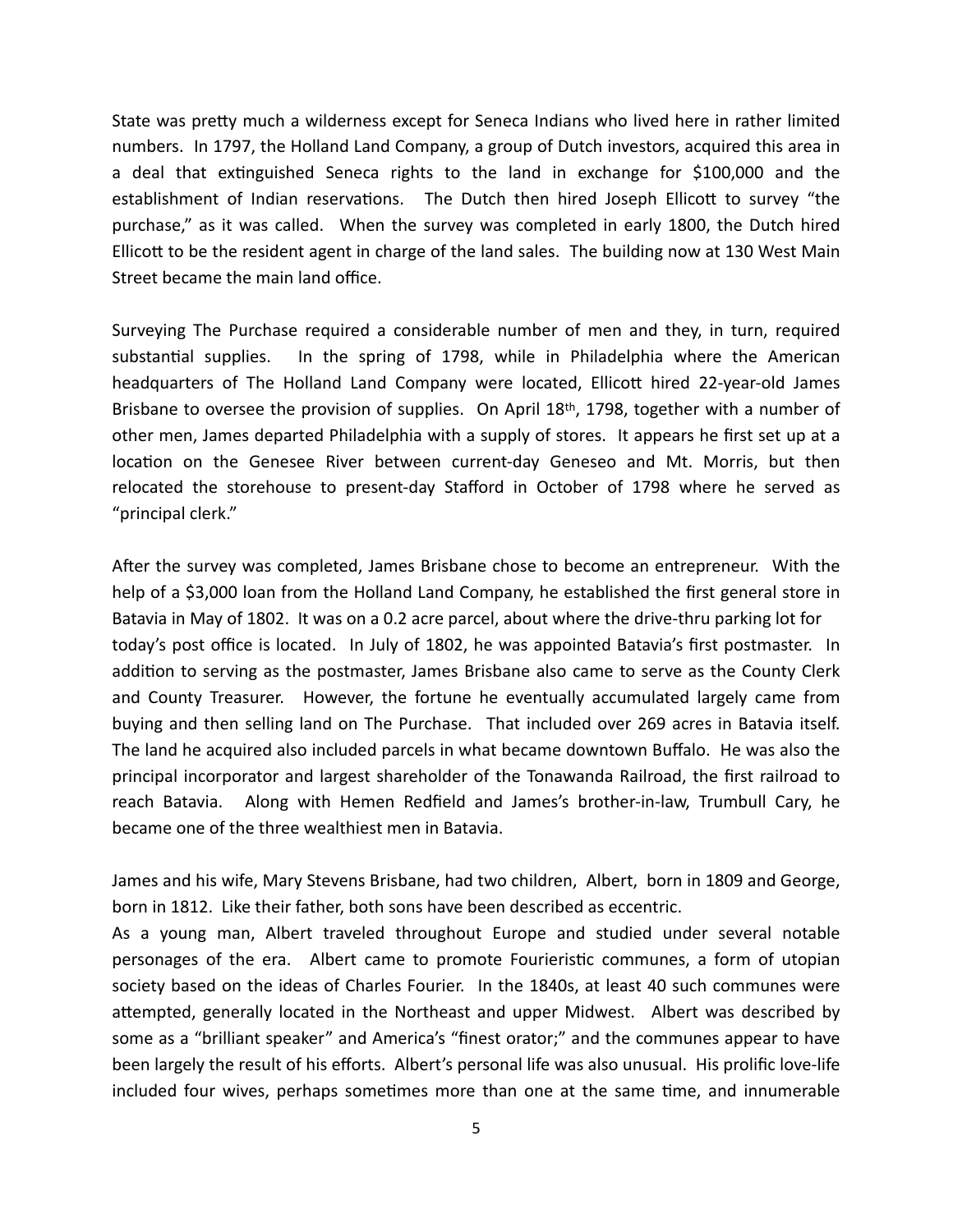State was pretty much a wilderness except for Seneca Indians who lived here in rather limited numbers. In 1797, the Holland Land Company, a group of Dutch investors, acquired this area in a deal that extinguished Seneca rights to the land in exchange for $100,000 and the establishment of Indian reservations. The Dutch then hired Joseph Ellicott to survey "the purchase," as it was called. When the survey was completed in early 1800, the Dutch hired Ellicott to be the resident agent in charge of the land sales. The building now at 130 West Main Street became the main land office.

Surveying The Purchase required a considerable number of men and they, in turn, required substantial supplies. In the spring of 1798, while in Philadelphia where the American headquarters of The Holland Land Company were located, Ellicott hired 22-year-old James Brisbane to oversee the provision of supplies. On April 18th, 1798, together with a number of other men, James departed Philadelphia with a supply of stores. It appears he first set up at a location on the Genesee River between current-day Geneseo and Mt. Morris, but then relocated the storehouse to present-day Stafford in October of 1798 where he served as "principal clerk."

After the survey was completed, James Brisbane chose to become an entrepreneur. With the help of a $3,000 loan from the Holland Land Company, he established the first general store in Batavia in May of 1802. It was on a 0.2 acre parcel, about where the drive-thru parking lot for today's post office is located. In July of 1802, he was appointed Batavia's first postmaster. In addition to serving as the postmaster, James Brisbane also came to serve as the County Clerk and County Treasurer. However, the fortune he eventually accumulated largely came from buying and then selling land on The Purchase. That included over 269 acres in Batavia itself. The land he acquired also included parcels in what became downtown Buffalo. He was also the principal incorporator and largest shareholder of the Tonawanda Railroad, the first railroad to reach Batavia. Along with Hemen Redfield and James's brother-in-law, Trumbull Cary, he became one of the three wealthiest men in Batavia.

James and his wife, Mary Stevens Brisbane, had two children, Albert, born in 1809 and George, born in 1812. Like their father, both sons have been described as eccentric.

As a young man, Albert traveled throughout Europe and studied under several notable personages of the era. Albert came to promote Fourieristic communes, a form of utopian society based on the ideas of Charles Fourier. In the 1840s, at least 40 such communes were attempted, generally located in the Northeast and upper Midwest. Albert was described by some as a "brilliant speaker" and America's "finest orator;" and the communes appear to have been largely the result of his efforts. Albert's personal life was also unusual. His prolific love-life included four wives, perhaps sometimes more than one at the same time, and innumerable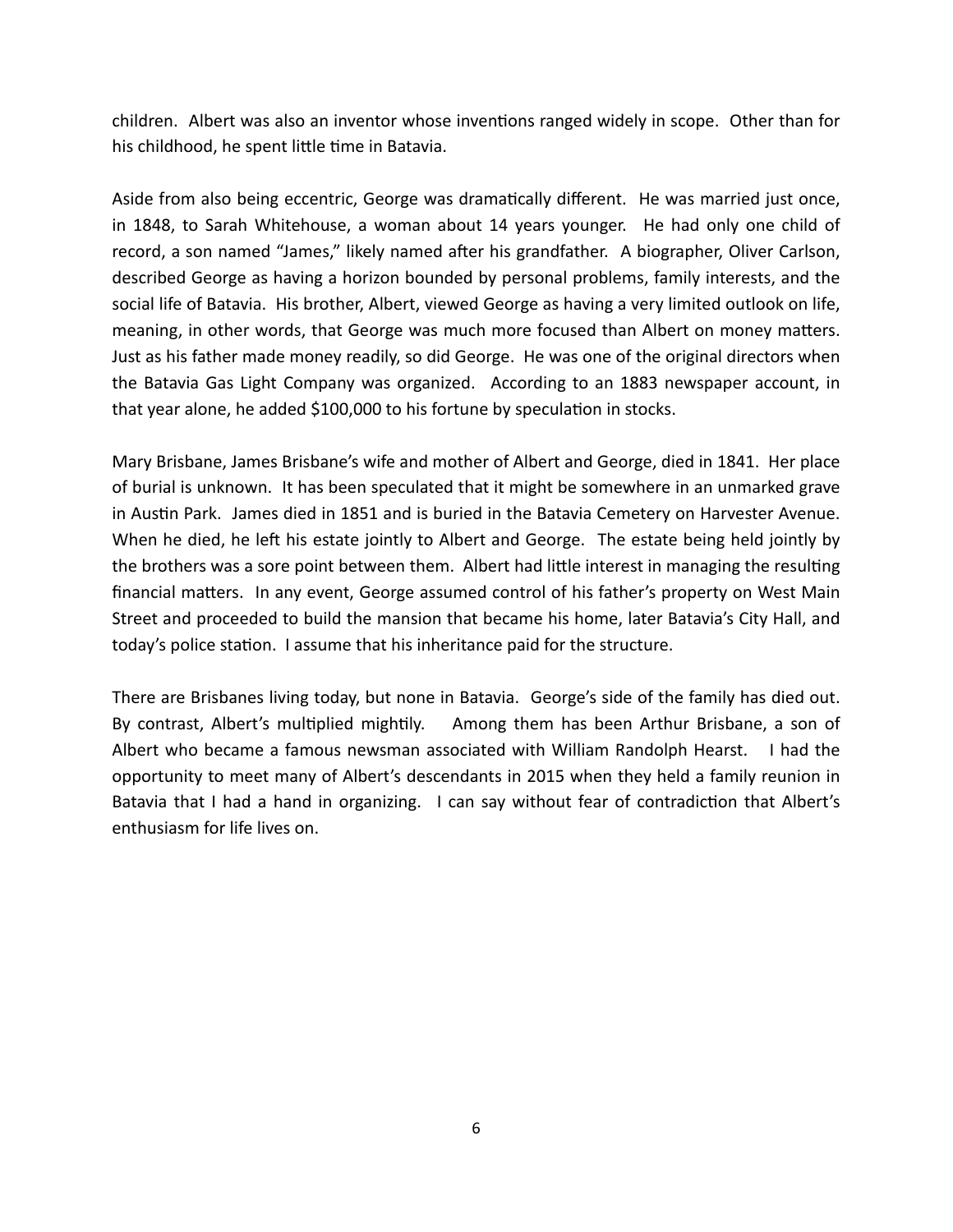children. Albert was also an inventor whose inventions ranged widely in scope. Other than for his childhood, he spent little time in Batavia.

Aside from also being eccentric, George was dramatically different. He was married just once, in 1848, to Sarah Whitehouse, a woman about 14 years younger. He had only one child of record, a son named "James," likely named after his grandfather. A biographer, Oliver Carlson, described George as having a horizon bounded by personal problems, family interests, and the social life of Batavia. His brother, Albert, viewed George as having a very limited outlook on life, meaning, in other words, that George was much more focused than Albert on money matters. Just as his father made money readily, so did George. He was one of the original directors when the Batavia Gas Light Company was organized. According to an 1883 newspaper account, in that year alone, he added $100,000 to his fortune by speculation in stocks.

Mary Brisbane, James Brisbane's wife and mother of Albert and George, died in 1841. Her place of burial is unknown. It has been speculated that it might be somewhere in an unmarked grave in Austin Park. James died in 1851 and is buried in the Batavia Cemetery on Harvester Avenue. When he died, he left his estate jointly to Albert and George. The estate being held jointly by the brothers was a sore point between them. Albert had little interest in managing the resulting financial matters. In any event, George assumed control of his father's property on West Main Street and proceeded to build the mansion that became his home, later Batavia's City Hall, and today's police station. I assume that his inheritance paid for the structure.

There are Brisbanes living today, but none in Batavia. George's side of the family has died out. By contrast, Albert's multiplied mightily. Among them has been Arthur Brisbane, a son of Albert who became a famous newsman associated with William Randolph Hearst. I had the opportunity to meet many of Albert's descendants in 2015 when they held a family reunion in Batavia that I had a hand in organizing. I can say without fear of contradiction that Albert's enthusiasm for life lives on.